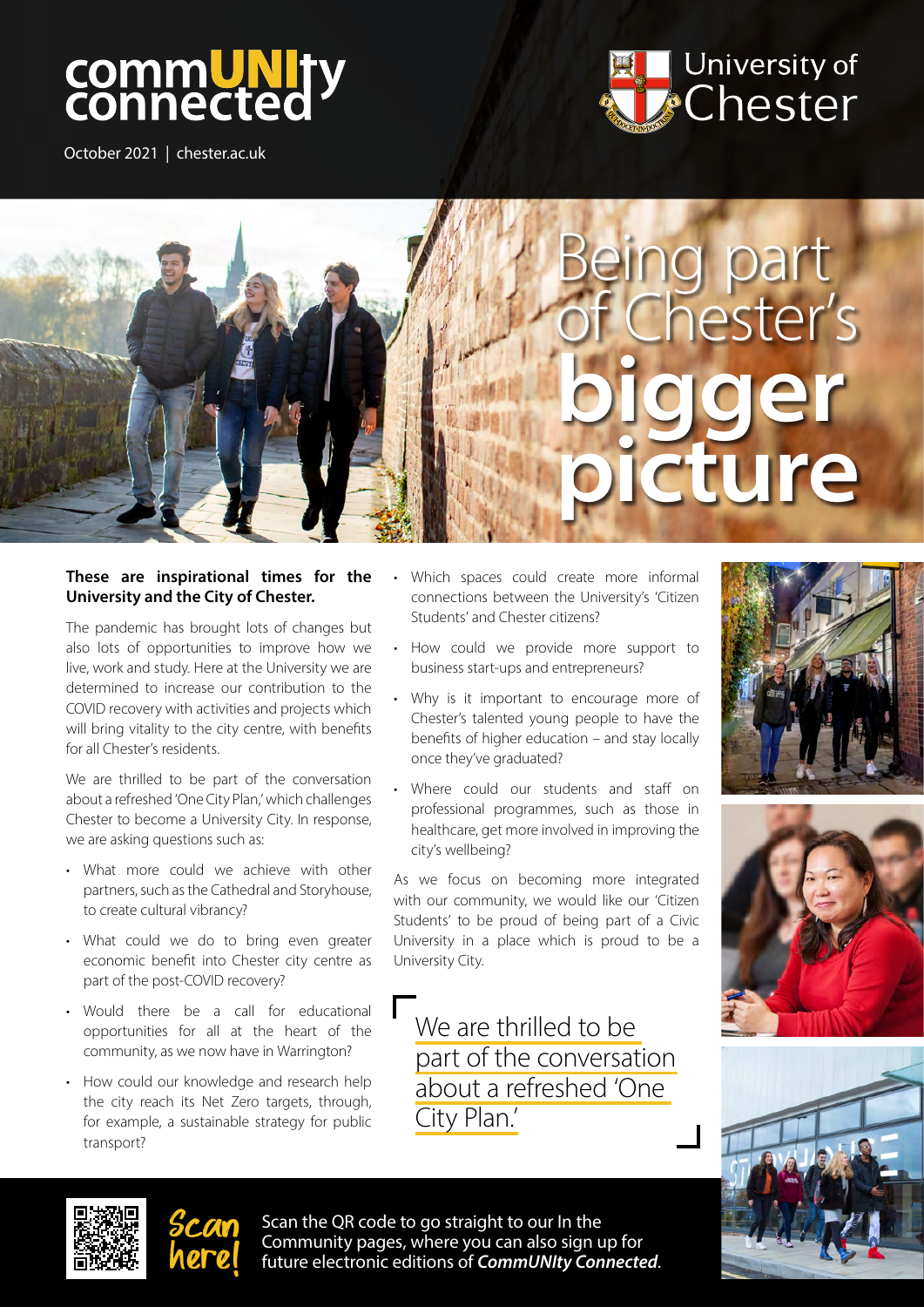# commUNIty connected

October 2021 | chester.ac.uk

University of Chester

# Being part of Chester's bigger picture

**These are inspirational times for the University and the City of Chester.**

The pandemic has brought lots of changes but also lots of opportunities to improve how we live, work and study. Here at the University we are determined to increase our contribution to the COVID recovery with activities and projects which will bring vitality to the city centre, with benefits for all Chester's residents.

We are thrilled to be part of the conversation about a refreshed 'One City Plan,' which challenges Chester to become a University City. In response, we are asking questions such as:

- What more could we achieve with other partners, such as the Cathedral and Storyhouse, to create cultural vibrancy?
- What could we do to bring even greater economic benefit into Chester city centre as part of the post-COVID recovery?
- Would there be a call for educational opportunities for all at the heart of the community, as we now have in Warrington?
- How could our knowledge and research help the city reach its Net Zero targets, through, for example, a sustainable strategy for public transport?
- Which spaces could create more informal connections between the University's 'Citizen Students' and Chester citizens?
- How could we provide more support to business start-ups and entrepreneurs?
- Why is it important to encourage more of Chester's talented young people to have the benefits of higher education – and stay locally once they've graduated?
- Where could our students and staff on professional programmes, such as those in healthcare, get more involved in improving the city's wellbeing?

As we focus on becoming more integrated with our community, we would like our 'Citizen Students' to be proud of being part of a Civic University in a place which is proud to be a University City.

> We are thrilled to be part of the conversation about a refreshed 'One City Plan.'

**Scan here!** Scan the QR code to go straight to our In the Community pages, where you can also sign up for future electronic editions of ***CommUNIty Connected***.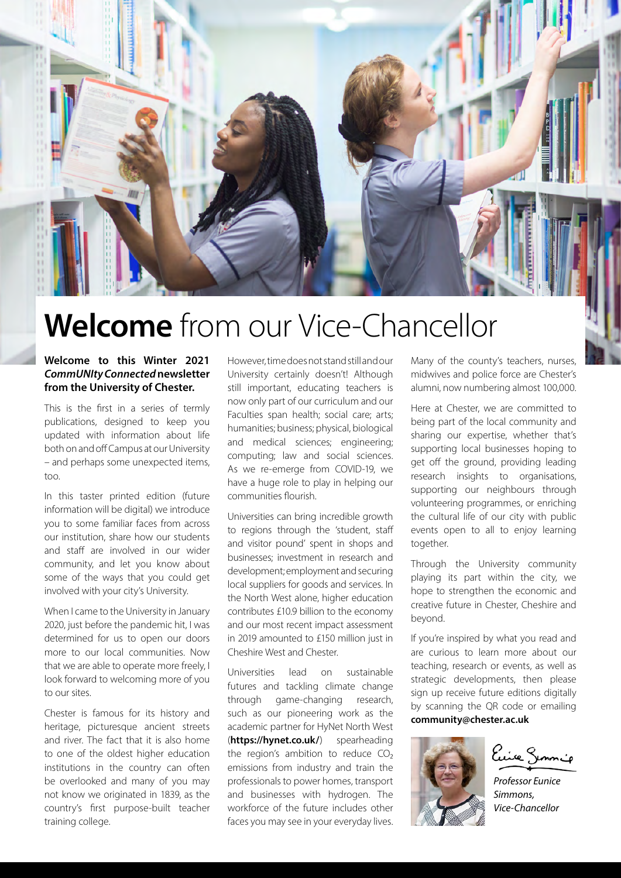# **Welcome** from our Vice-Chancellor

**Welcome to this Winter 2021 *CommUNIty Connected* newsletter from the University of Chester.**

This is the first in a series of termly publications, designed to keep you updated with information about life both on and off Campus at our University – and perhaps some unexpected items, too.

In this taster printed edition (future information will be digital) we introduce you to some familiar faces from across our institution, share how our students and staff are involved in our wider community, and let you know about some of the ways that you could get involved with your city's University.

When I came to the University in January 2020, just before the pandemic hit, I was determined for us to open our doors more to our local communities. Now that we are able to operate more freely, I look forward to welcoming more of you to our sites.

Chester is famous for its history and heritage, picturesque ancient streets and river. The fact that it is also home to one of the oldest higher education institutions in the country can often be overlooked and many of you may not know we originated in 1839, as the country's first purpose-built teacher training college.

However, time does not stand still and our University certainly doesn't! Although still important, educating teachers is now only part of our curriculum and our Faculties span health; social care; arts; humanities; business; physical, biological and medical sciences; engineering; computing; law and social sciences. As we re-emerge from COVID-19, we have a huge role to play in helping our communities flourish.

Universities can bring incredible growth to regions through the 'student, staff and visitor pound' spent in shops and businesses; investment in research and development; employment and securing local suppliers for goods and services. In the North West alone, higher education contributes £10.9 billion to the economy and our most recent impact assessment in 2019 amounted to £150 million just in Cheshire West and Chester.

Universities lead on sustainable futures and tackling climate change through game-changing research, such as our pioneering work as the academic partner for HyNet North West (**https://hynet.co.uk/**) spearheading the region's ambition to reduce $CO_2$ emissions from industry and train the professionals to power homes, transport and businesses with hydrogen. The workforce of the future includes other faces you may see in your everyday lives. Many of the county's teachers, nurses, midwives and police force are Chester's alumni, now numbering almost 100,000.

Here at Chester, we are committed to being part of the local community and sharing our expertise, whether that's supporting local businesses hoping to get off the ground, providing leading research insights to organisations, supporting our neighbours through volunteering programmes, or enriching the cultural life of our city with public events open to all to enjoy learning together.

Through the University community playing its part within the city, we hope to strengthen the economic and creative future in Chester, Cheshire and beyond.

If you're inspired by what you read and are curious to learn more about our teaching, research or events, as well as strategic developments, then please sign up receive future editions digitally by scanning the QR code or emailing **community@chester.ac.uk**

*Professor Eunice Simmons, Vice-Chancellor*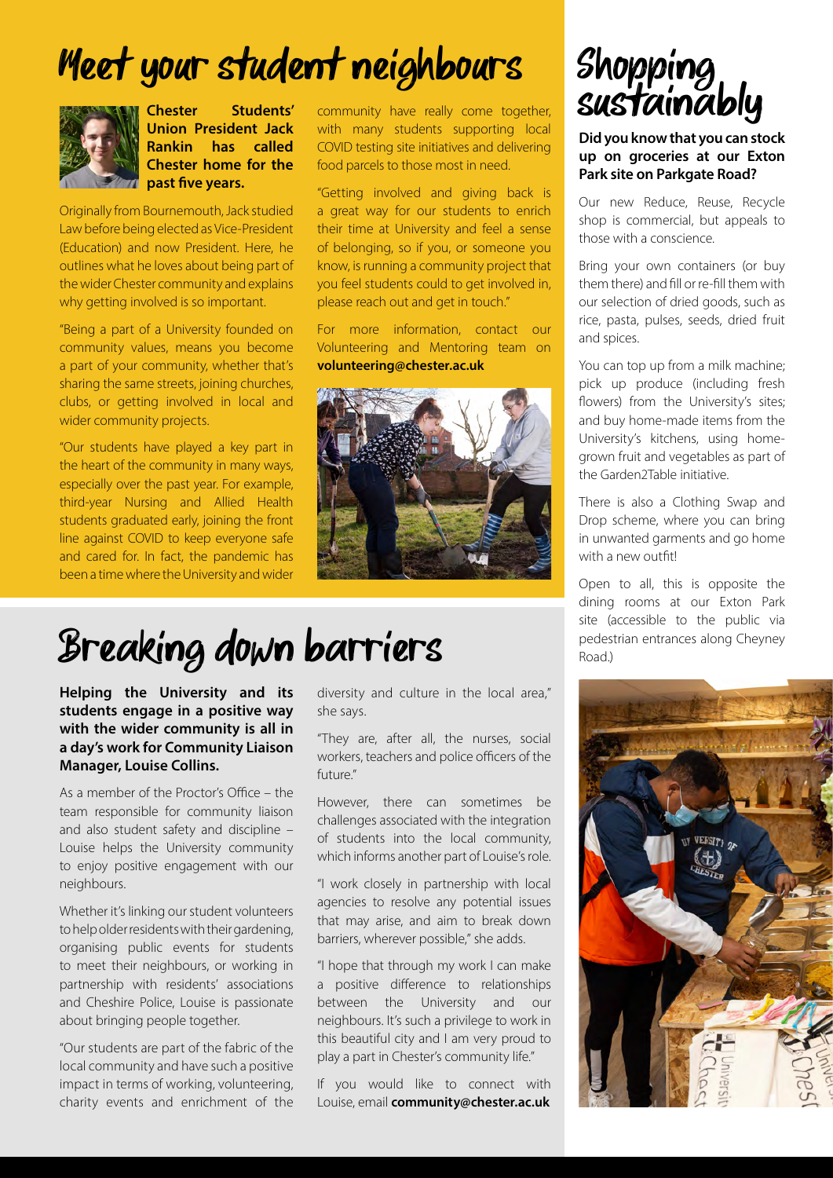# Meet your student neighbours

**Chester Students' Union President Jack Rankin has called Chester home for the past five years.**

Originally from Bournemouth, Jack studied Law before being elected as Vice-President (Education) and now President. Here, he outlines what he loves about being part of the wider Chester community and explains why getting involved is so important.

"Being a part of a University founded on community values, means you become a part of your community, whether that's sharing the same streets, joining churches, clubs, or getting involved in local and wider community projects.

"Our students have played a key part in the heart of the community in many ways, especially over the past year. For example, third-year Nursing and Allied Health students graduated early, joining the front line against COVID to keep everyone safe and cared for. In fact, the pandemic has been a time where the University and wider community have really come together, with many students supporting local COVID testing site initiatives and delivering food parcels to those most in need.

"Getting involved and giving back is a great way for our students to enrich their time at University and feel a sense of belonging, so if you, or someone you know, is running a community project that you feel students could to get involved in, please reach out and get in touch."

For more information, contact our Volunteering and Mentoring team on **volunteering@chester.ac.uk**

# Breaking down barriers

**Helping the University and its students engage in a positive way with the wider community is all in a day's work for Community Liaison Manager, Louise Collins.**

As a member of the Proctor's Office – the team responsible for community liaison and also student safety and discipline – Louise helps the University community to enjoy positive engagement with our neighbours.

Whether it's linking our student volunteers to help older residents with their gardening, organising public events for students to meet their neighbours, or working in partnership with residents' associations and Cheshire Police, Louise is passionate about bringing people together.

"Our students are part of the fabric of the local community and have such a positive impact in terms of working, volunteering, charity events and enrichment of the diversity and culture in the local area," she says.

"They are, after all, the nurses, social workers, teachers and police officers of the future."

However, there can sometimes be challenges associated with the integration of students into the local community, which informs another part of Louise's role.

"I work closely in partnership with local agencies to resolve any potential issues that may arise, and aim to break down barriers, wherever possible," she adds.

"I hope that through my work I can make a positive difference to relationships between the University and our neighbours. It's such a privilege to work in this beautiful city and I am very proud to play a part in Chester's community life."

If you would like to connect with Louise, email **community@chester.ac.uk**

# Shopping sustainably

**Did you know that you can stock up on groceries at our Exton Park site on Parkgate Road?**

Our new Reduce, Reuse, Recycle shop is commercial, but appeals to those with a conscience.

Bring your own containers (or buy them there) and fill or re-fill them with our selection of dried goods, such as rice, pasta, pulses, seeds, dried fruit and spices.

You can top up from a milk machine; pick up produce (including fresh flowers) from the University's sites; and buy home-made items from the University's kitchens, using home-grown fruit and vegetables as part of the Garden2Table initiative.

There is also a Clothing Swap and Drop scheme, where you can bring in unwanted garments and go home with a new outfit!

Open to all, this is opposite the dining rooms at our Exton Park site (accessible to the public via pedestrian entrances along Cheyney Road.)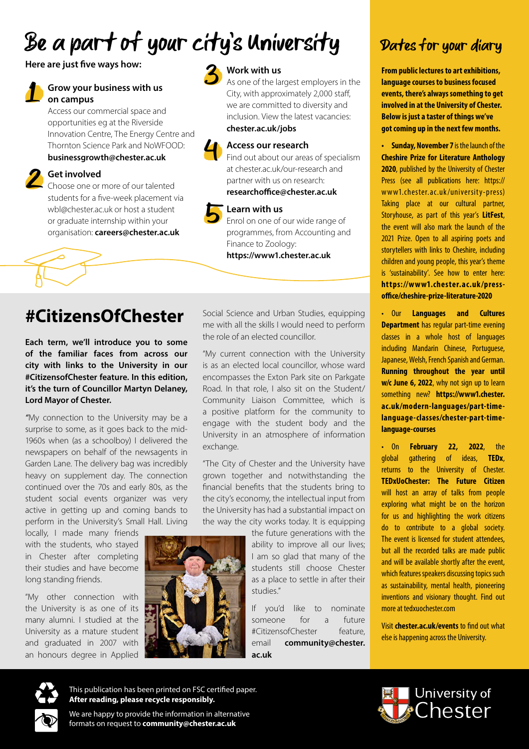# Be a part of your city's University

**Here are just five ways how:**

1. **Grow your business with us on campus**
   Access our commercial space and opportunities eg at the Riverside Innovation Centre, The Energy Centre and Thornton Science Park and NoWFOOD: **businessgrowth@chester.ac.uk**

2. **Get involved**
   Choose one or more of our talented students for a five-week placement via wbl@chester.ac.uk or host a student or graduate internship within your organisation: **careers@chester.ac.uk**

3. **Work with us**
   As one of the largest employers in the City, with approximately 2,000 staff, we are committed to diversity and inclusion. View the latest vacancies: **chester.ac.uk/jobs**

4. **Access our research**
   Find out about our areas of specialism at chester.ac.uk/our-research and partner with us on research: **researchoffice@chester.ac.uk**

5. **Learn with us**
   Enrol on one of our wide range of programmes, from Accounting and Finance to Zoology: **https://www1.chester.ac.uk**

## #CitizensOfChester

**Each term, we'll introduce you to some of the familiar faces from across our city with links to the University in our #CitizensofChester feature. In this edition, it's the turn of Councillor Martyn Delaney, Lord Mayor of Chester.**

"My connection to the University may be a surprise to some, as it goes back to the mid-1960s when (as a schoolboy) I delivered the newspapers on behalf of the newsagents in Garden Lane. The delivery bag was incredibly heavy on supplement day. The connection continued over the 70s and early 80s, as the student social events organizer was very active in getting up and coming bands to perform in the University's Small Hall. Living locally, I made many friends with the students, who stayed in Chester after completing their studies and have become long standing friends.

"My other connection with the University is as one of its many alumni. I studied at the University as a mature student and graduated in 2007 with an honours degree in Applied Social Science and Urban Studies, equipping me with all the skills I would need to perform the role of an elected councillor.

"My current connection with the University is as an elected local councillor, whose ward encompasses the Exton Park site on Parkgate Road. In that role, I also sit on the Student/Community Liaison Committee, which is a positive platform for the community to engage with the student body and the University in an atmosphere of information exchange.

"The City of Chester and the University have grown together and notwithstanding the financial benefits that the students bring to the city's economy, the intellectual input from the University has had a substantial impact on the way the city works today. It is equipping the future generations with the ability to improve all our lives; I am so glad that many of the students still choose Chester as a place to settle in after their studies."

If you'd like to nominate someone for a future #CitizensofChester feature, email **community@chester.ac.uk**

## Dates for your diary

**From public lectures to art exhibitions, language courses to business focused events, there's always something to get involved in at the University of Chester. Below is just a taster of things we've got coming up in the next few months.**

- **Sunday, November 7** is the launch of the **Cheshire Prize for Literature Anthology 2020**, published by the University of Chester Press (see all publications here: https://www1.chester.ac.uk/university-press) Taking place at our cultural partner, Storyhouse, as part of this year's **LitFest**, the event will also mark the launch of the 2021 Prize. Open to all aspiring poets and storytellers with links to Cheshire, including children and young people, this year's theme is 'sustainability'. See how to enter here: **https://www1.chester.ac.uk/press-office/cheshire-prize-literature-2020**

- Our **Languages and Cultures Department** has regular part-time evening classes in a whole host of languages including Mandarin Chinese, Portuguese, Japanese, Welsh, French Spanish and German. **Running throughout the year until w/c June 6, 2022**, why not sign up to learn something new? **https://www1.chester.ac.uk/modern-languages/part-time-language-classes/chester-part-time-language-courses**

- On **February 22, 2022**, the global gathering of ideas, **TEDx**, returns to the University of Chester. **TEDxUoChester: The Future Citizen** will host an array of talks from people exploring what might be on the horizon for us and highlighting the work citizens do to contribute to a global society. The event is licensed for student attendees, but all the recorded talks are made public and will be available shortly after the event, which features speakers discussing topics such as sustainability, mental health, pioneering inventions and visionary thought. Find out more at tedxuochester.com

Visit **chester.ac.uk/events** to find out what else is happening across the University.

This publication has been printed on FSC certified paper. **After reading, please recycle responsibly.**

We are happy to provide the information in alternative formats on request to **community@chester.ac.uk**

University of Chester